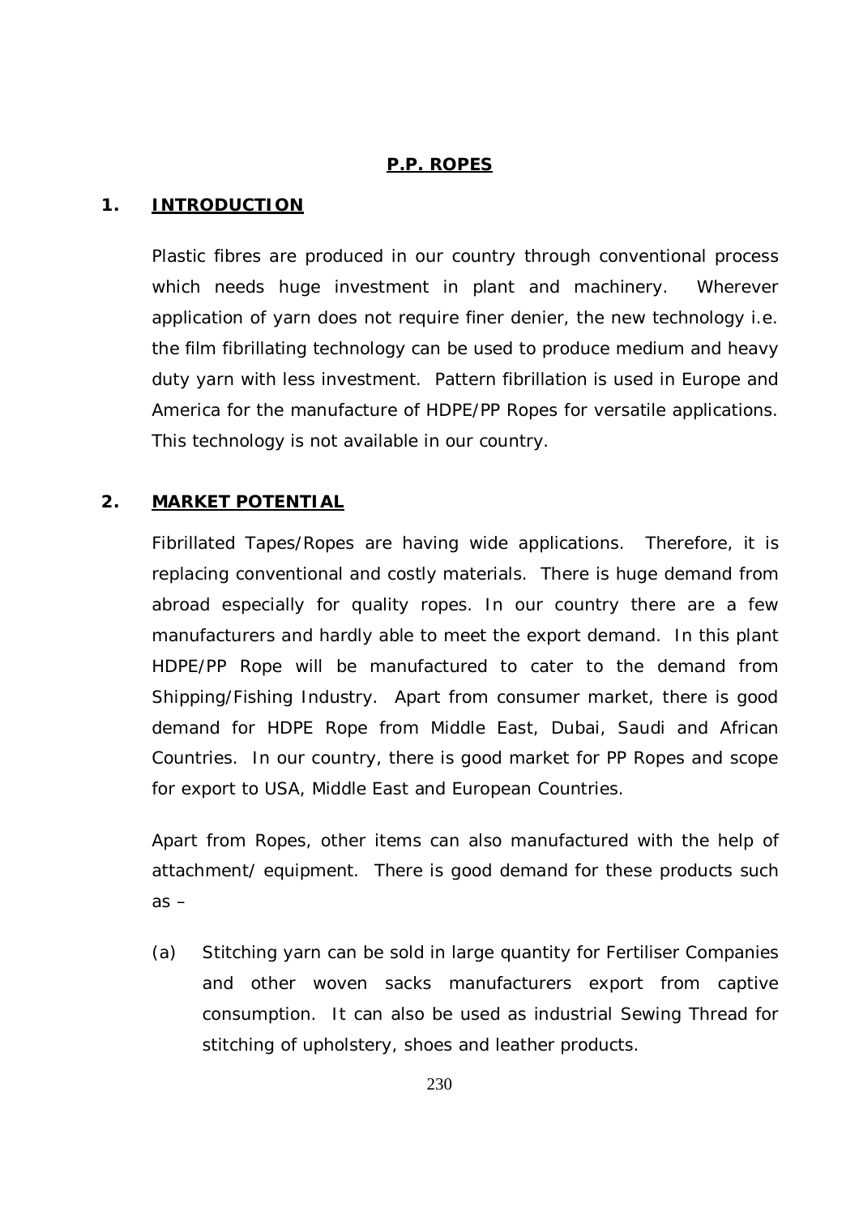# P.P. ROPES

## 1. INTRODUCTION

Plastic fibres are produced in our country through conventional process which needs huge investment in plant and machinery. Wherever application of yarn does not require finer denier, the new technology i.e. the film fibrillating technology can be used to produce medium and heavy duty yarn with less investment. Pattern fibrillation is used in Europe and America for the manufacture of HDPE/PP Ropes for versatile applications. This technology is not available in our country.

## 2. MARKET POTENTIAL

Fibrillated Tapes/Ropes are having wide applications. Therefore, it is replacing conventional and costly materials. There is huge demand from abroad especially for quality ropes. In our country there are a few manufacturers and hardly able to meet the export demand. In this plant HDPE/PP Rope will be manufactured to cater to the demand from Shipping/Fishing Industry. Apart from consumer market, there is good demand for HDPE Rope from Middle East, Dubai, Saudi and African Countries. In our country, there is good market for PP Ropes and scope for export to USA, Middle East and European Countries.

Apart from Ropes, other items can also manufactured with the help of attachment/ equipment. There is good demand for these products such as –

(a) Stitching yarn can be sold in large quantity for Fertiliser Companies and other woven sacks manufacturers export from captive consumption. It can also be used as industrial Sewing Thread for stitching of upholstery, shoes and leather products.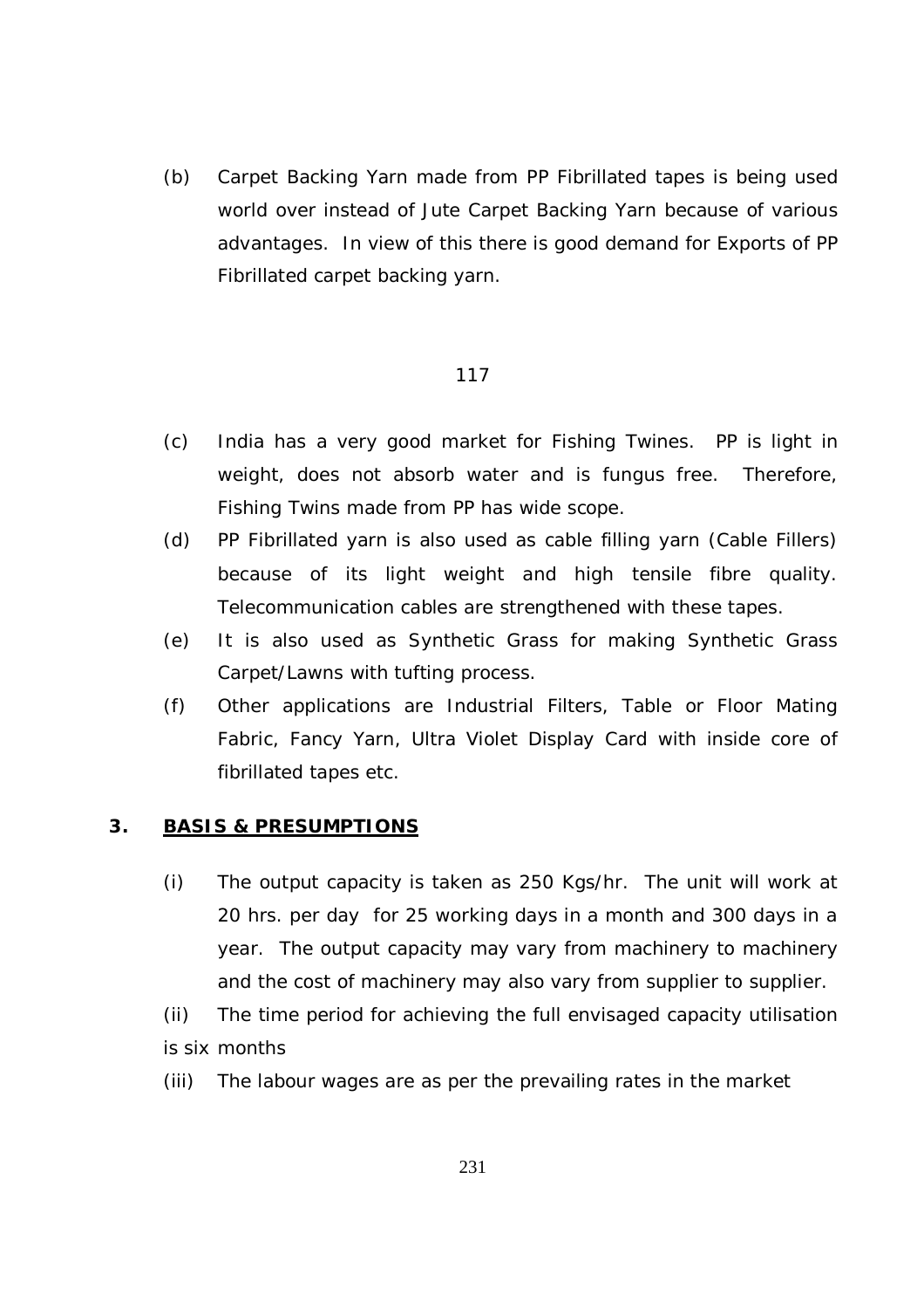(b) Carpet Backing Yarn made from PP Fibrillated tapes is being used world over instead of Jute Carpet Backing Yarn because of various advantages. In view of this there is good demand for Exports of PP Fibrillated carpet backing yarn.

(c) India has a very good market for Fishing Twines. PP is light in weight, does not absorb water and is fungus free. Therefore, Fishing Twins made from PP has wide scope.

(d) PP Fibrillated yarn is also used as cable filling yarn (Cable Fillers) because of its light weight and high tensile fibre quality. Telecommunication cables are strengthened with these tapes.

(e) It is also used as Synthetic Grass for making Synthetic Grass Carpet/Lawns with tufting process.

(f) Other applications are Industrial Filters, Table or Floor Mating Fabric, Fancy Yarn, Ultra Violet Display Card with inside core of fibrillated tapes etc.

## 3. BASIS & PRESUMPTIONS

(i) The output capacity is taken as 250 Kgs/hr. The unit will work at 20 hrs. per day for 25 working days in a month and 300 days in a year. The output capacity may vary from machinery to machinery and the cost of machinery may also vary from supplier to supplier.

(ii) The time period for achieving the full envisaged capacity utilisation is six months

(iii) The labour wages are as per the prevailing rates in the market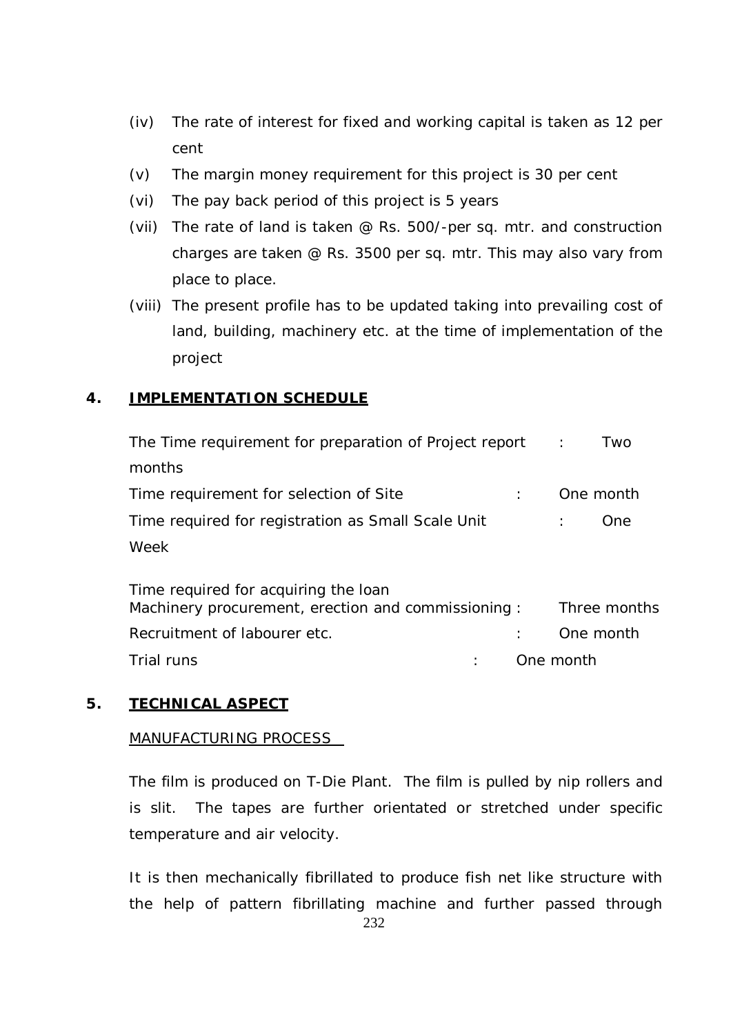(iv) The rate of interest for fixed and working capital is taken as 12 per cent

(v) The margin money requirement for this project is 30 per cent

(vi) The pay back period of this project is 5 years

(vii) The rate of land is taken @ Rs. 500/-per sq. mtr. and construction charges are taken @ Rs. 3500 per sq. mtr. This may also vary from place to place.

(viii) The present profile has to be updated taking into prevailing cost of land, building, machinery etc. at the time of implementation of the project

## 4. IMPLEMENTATION SCHEDULE

| | | |
|---|---|---|
| The Time requirement for preparation of Project report | : | Two months |
| Time requirement for selection of Site | : | One month |
| Time required for registration as Small Scale Unit | : | One Week |
| Time required for acquiring the loan Machinery procurement, erection and commissioning | : | Three months |
| Recruitment of labourer etc. | : | One month |
| Trial runs | : | One month |

## 5. TECHNICAL ASPECT

MANUFACTURING PROCESS

The film is produced on T-Die Plant. The film is pulled by nip rollers and is slit. The tapes are further orientated or stretched under specific temperature and air velocity.

It is then mechanically fibrillated to produce fish net like structure with the help of pattern fibrillating machine and further passed through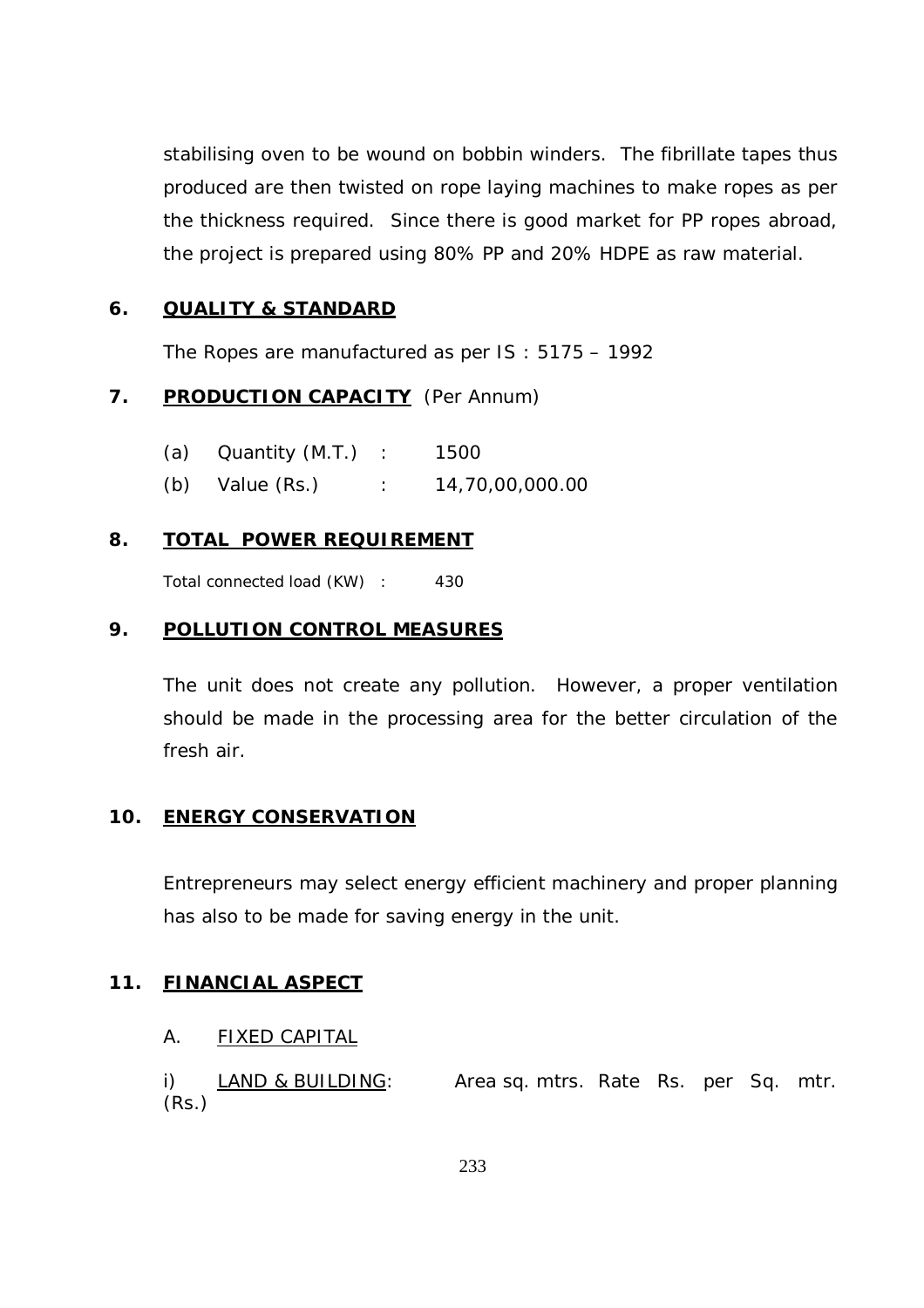stabilising oven to be wound on bobbin winders. The fibrillate tapes thus produced are then twisted on rope laying machines to make ropes as per the thickness required. Since there is good market for PP ropes abroad, the project is prepared using 80% PP and 20% HDPE as raw material.

## 6. QUALITY & STANDARD

The Ropes are manufactured as per IS : 5175 – 1992

## 7. PRODUCTION CAPACITY (Per Annum)

(a) Quantity (M.T.) : 1500

(b) Value (Rs.) : 14,70,00,000.00

## 8. TOTAL POWER REQUIREMENT

Total connected load (KW) : 430

## 9. POLLUTION CONTROL MEASURES

The unit does not create any pollution. However, a proper ventilation should be made in the processing area for the better circulation of the fresh air.

## 10. ENERGY CONSERVATION

Entrepreneurs may select energy efficient machinery and proper planning has also to be made for saving energy in the unit.

## 11. FINANCIAL ASPECT

A. FIXED CAPITAL

i) LAND & BUILDING: Area sq. mtrs. Rate Rs. per Sq. mtr. (Rs.)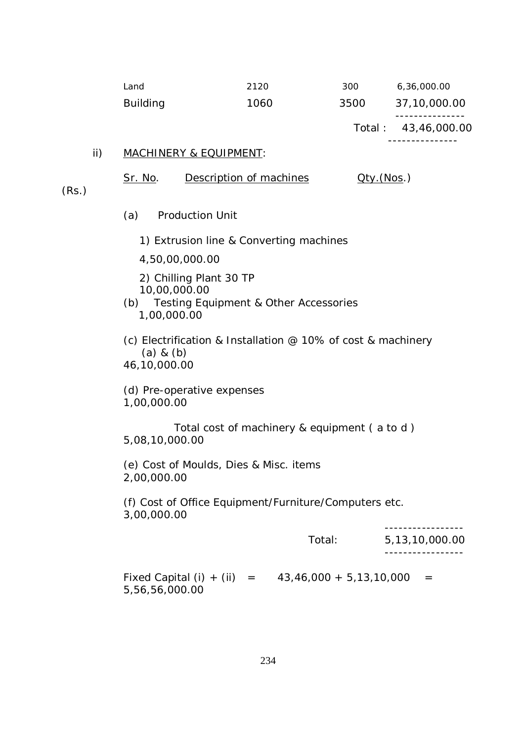| | | | |
|---|---|---|---|
| Land | 2120 | 300 | 6,36,000.00 |
| Building | 1060 | 3500 | 37,10,000.00 |
| | | Total : | 43,46,000.00 |

ii) MACHINERY & EQUIPMENT:

Sr. No. Description of machines Qty.(Nos.) (Rs.)

(a) Production Unit

1) Extrusion line & Converting machines 4,50,00,000.00

2) Chilling Plant 30 TP 10,00,000.00

(b) Testing Equipment & Other Accessories 1,00,000.00

(c) Electrification & Installation @ 10% of cost & machinery (a) & (b) 46,10,000.00

(d) Pre-operative expenses 1,00,000.00

Total cost of machinery & equipment ( a to d ) 5,08,10,000.00

(e) Cost of Moulds, Dies & Misc. items 2,00,000.00

(f) Cost of Office Equipment/Furniture/Computers etc. 3,00,000.00

Total: 5,13,10,000.00

Fixed Capital (i) + (ii) = 43,46,000 + 5,13,10,000 = 5,56,56,000.00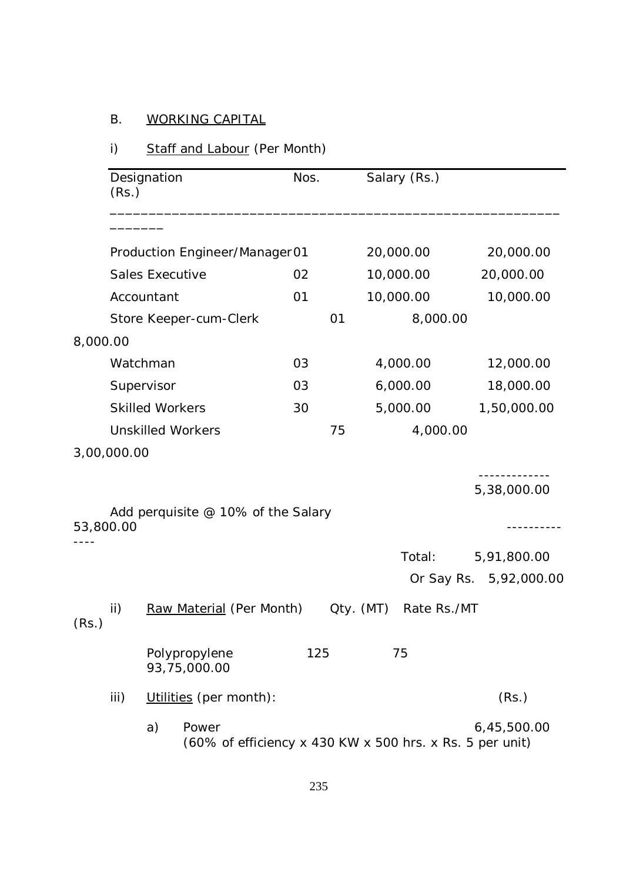## B. WORKING CAPITAL

### i) Staff and Labour (Per Month)

| Designation | Nos. | Salary (Rs.) | (Rs.) |
|---|---|---|---|
| Production Engineer/Manager | 01 | 20,000.00 | 20,000.00 |
| Sales Executive | 02 | 10,000.00 | 20,000.00 |
| Accountant | 01 | 10,000.00 | 10,000.00 |
| Store Keeper-cum-Clerk | 01 | 8,000.00 | 8,000.00 |
| Watchman | 03 | 4,000.00 | 12,000.00 |
| Supervisor | 03 | 6,000.00 | 18,000.00 |
| Skilled Workers | 30 | 5,000.00 | 1,50,000.00 |
| Unskilled Workers | 75 | 4,000.00 | 3,00,000.00 |
| | | | 5,38,000.00 |
| Add perquisite @ 10% of the Salary | | | 53,800.00 |
| | | Total: | 5,91,800.00 |
| | | Or Say Rs. | 5,92,000.00 |

### ii) Raw Material (Per Month)

| | Qty. (MT) | Rate Rs./MT | (Rs.) |
|---|---|---|---|
| Polypropylene | 125 | 75 | 93,75,000.00 |

### iii) Utilities (per month):

| | (Rs.) |
|---|---|
| a) Power (60% of efficiency x 430 KW x 500 hrs. x Rs. 5 per unit) | 6,45,500.00 |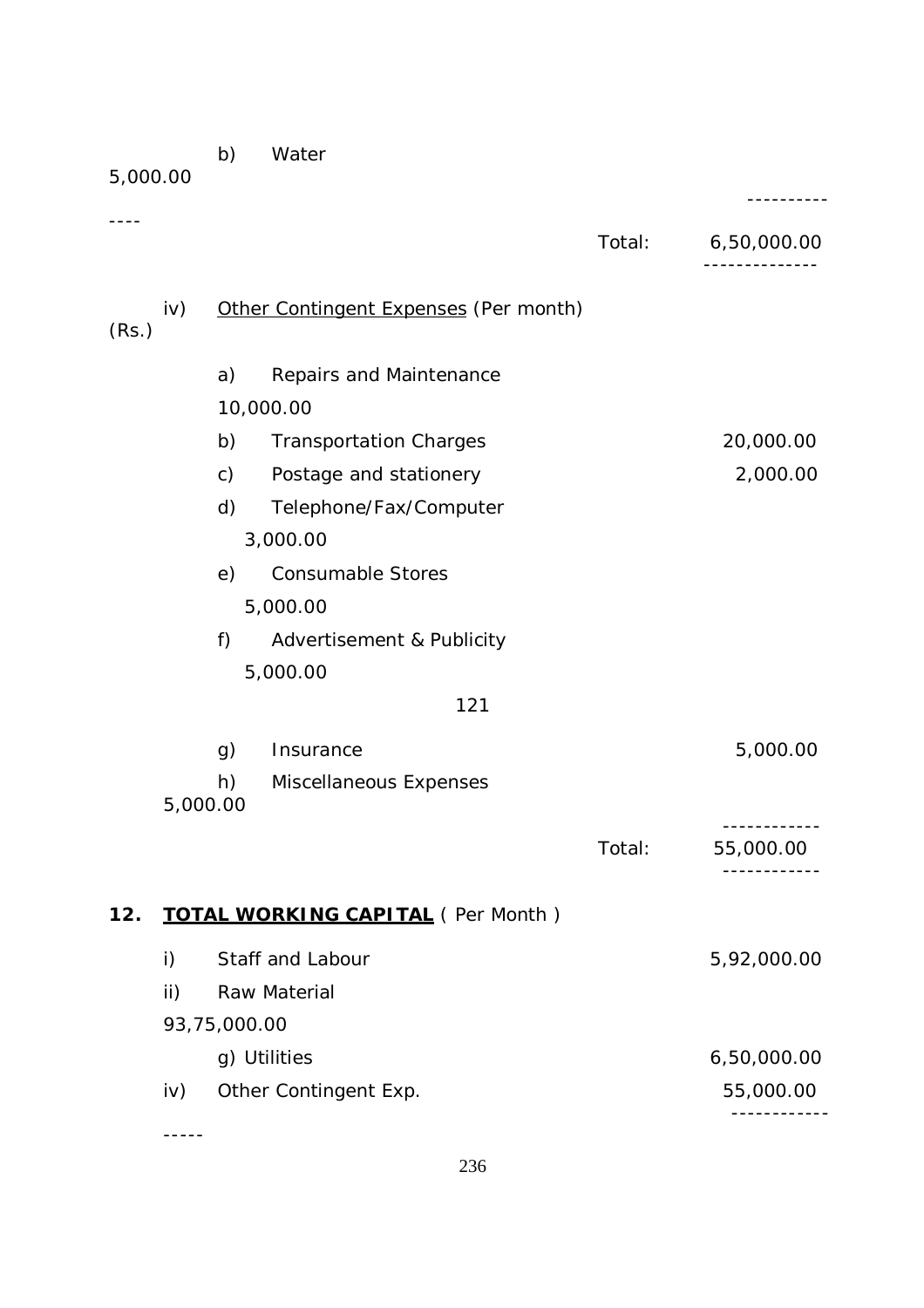b) Water 5,000.00

| | | Total: | 6,50,000.00 |
|---|---|---|---|

iv) <u>Other Contingent Expenses</u> (Per month) (Rs.)

| | | |
|---|---|---|
| a) | Repairs and Maintenance | 10,000.00 |
| b) | Transportation Charges | 20,000.00 |
| c) | Postage and stationery | 2,000.00 |
| d) | Telephone/Fax/Computer | 3,000.00 |
| e) | Consumable Stores | 5,000.00 |
| f) | Advertisement & Publicity | 5,000.00 |

121

| | | |
|---|---|---|
| g) | Insurance | 5,000.00 |
| h) | Miscellaneous Expenses | 5,000.00 |
| | Total: | 55,000.00 |

## 12. **<u>TOTAL WORKING CAPITAL</u>** ( Per Month )

| | | |
|---|---|---|
| i) | Staff and Labour | 5,92,000.00 |
| ii) | Raw Material | 93,75,000.00 |
| | g) Utilities | 6,50,000.00 |
| iv) | Other Contingent Exp. | 55,000.00 |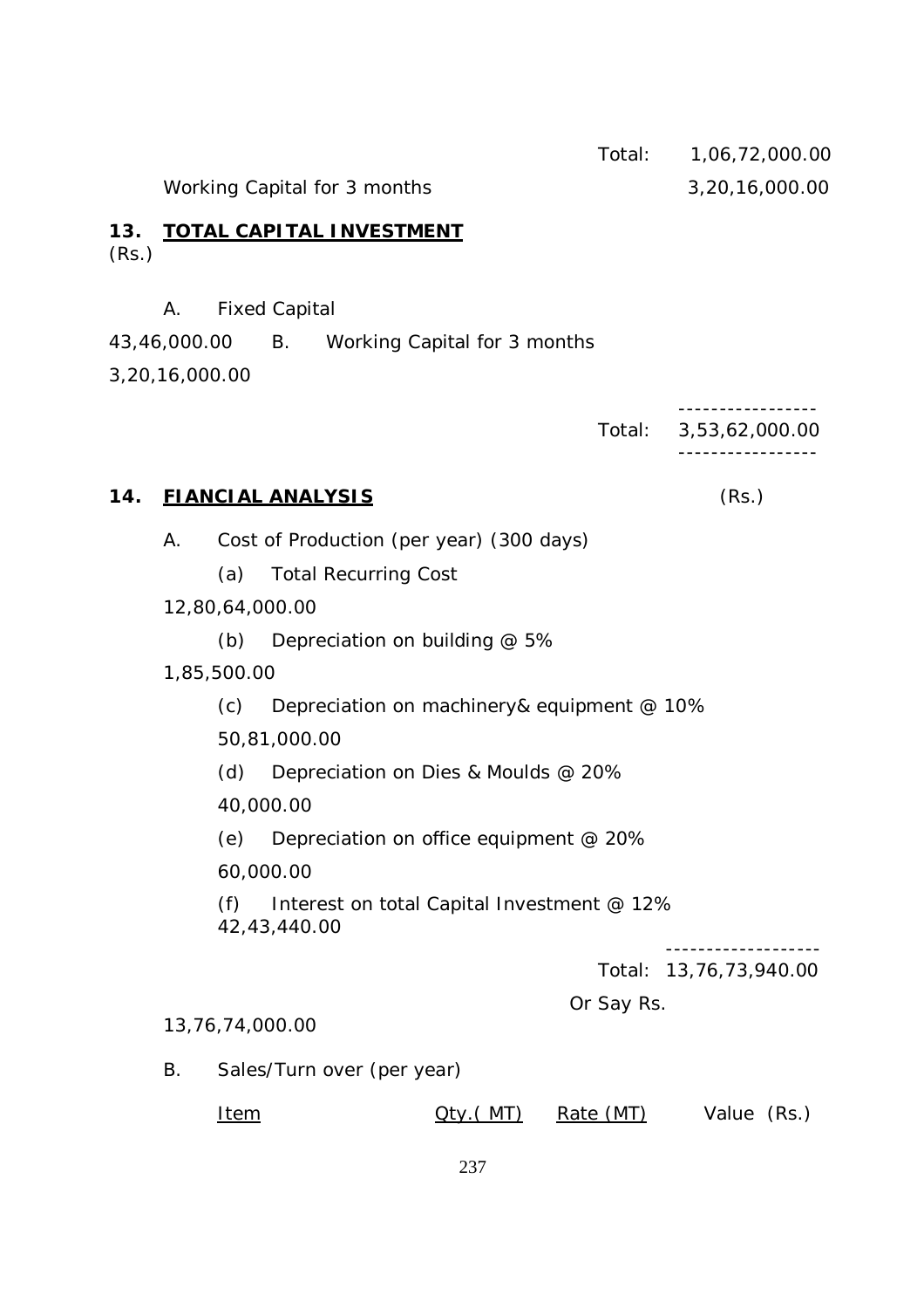| | Total: | 1,06,72,000.00 |
|---|---|---|
| Working Capital for 3 months | | 3,20,16,000.00 |

## 13. TOTAL CAPITAL INVESTMENT

(Rs.)

| | | |
|---|---|---|
| A. | Fixed Capital | 43,46,000.00 |
| B. | Working Capital for 3 months | 3,20,16,000.00 |
| | Total: | 3,53,62,000.00 |

## 14. FIANCIAL ANALYSIS

(Rs.)

A. Cost of Production (per year) (300 days)

| | | |
|---|---|---|
| (a) | Total Recurring Cost | 12,80,64,000.00 |
| (b) | Depreciation on building @ 5% | 1,85,500.00 |
| (c) | Depreciation on machinery& equipment @ 10% | 50,81,000.00 |
| (d) | Depreciation on Dies & Moulds @ 20% | 40,000.00 |
| (e) | Depreciation on office equipment @ 20% | 60,000.00 |
| (f) | Interest on total Capital Investment @ 12% | 42,43,440.00 |
| | Total: | 13,76,73,940.00 |
| | Or Say Rs. | 13,76,74,000.00 |

B. Sales/Turn over (per year)

| Item | Qty.( MT) | Rate (MT) | Value (Rs.) |
|---|---|---|---|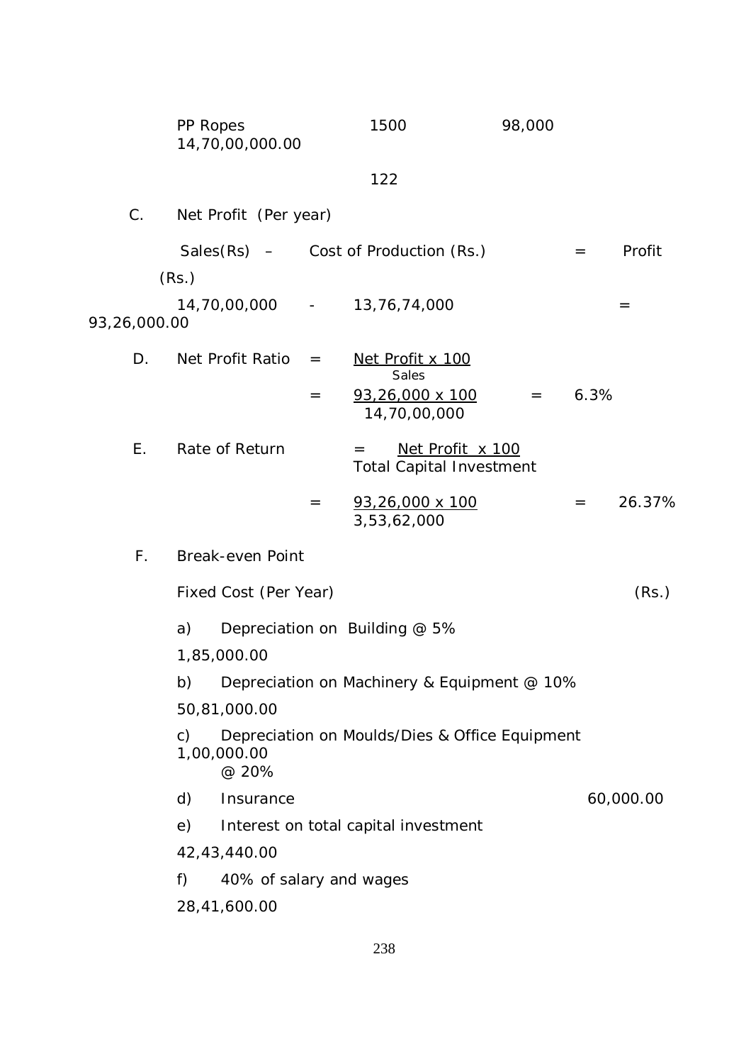| PP Ropes | 1500 | 98,000 | 14,70,00,000.00 |
|---|---|---|---|

122

C. Net Profit (Per year)

Sales(Rs) – Cost of Production (Rs.) = Profit (Rs.)

14,70,00,000 - 13,76,74,000 = 93,26,000.00

D. Net Profit Ratio $= \dfrac{\text{Net Profit x 100}}{\text{Sales}}$

$= \dfrac{93,26,000 \text{ x } 100}{14,70,00,000} = 6.3\%$

E. Rate of Return $= \dfrac{\text{Net Profit x 100}}{\text{Total Capital Investment}}$

$= \dfrac{93,26,000 \text{ x } 100}{3,53,62,000} = 26.37\%$

F. Break-even Point

| Fixed Cost (Per Year) | (Rs.) |
|---|---|
| a) Depreciation on Building @ 5% | 1,85,000.00 |
| b) Depreciation on Machinery & Equipment @ 10% | 50,81,000.00 |
| c) Depreciation on Moulds/Dies & Office Equipment @ 20% | 1,00,000.00 |
| d) Insurance | 60,000.00 |
| e) Interest on total capital investment | 42,43,440.00 |
| f) 40% of salary and wages | 28,41,600.00 |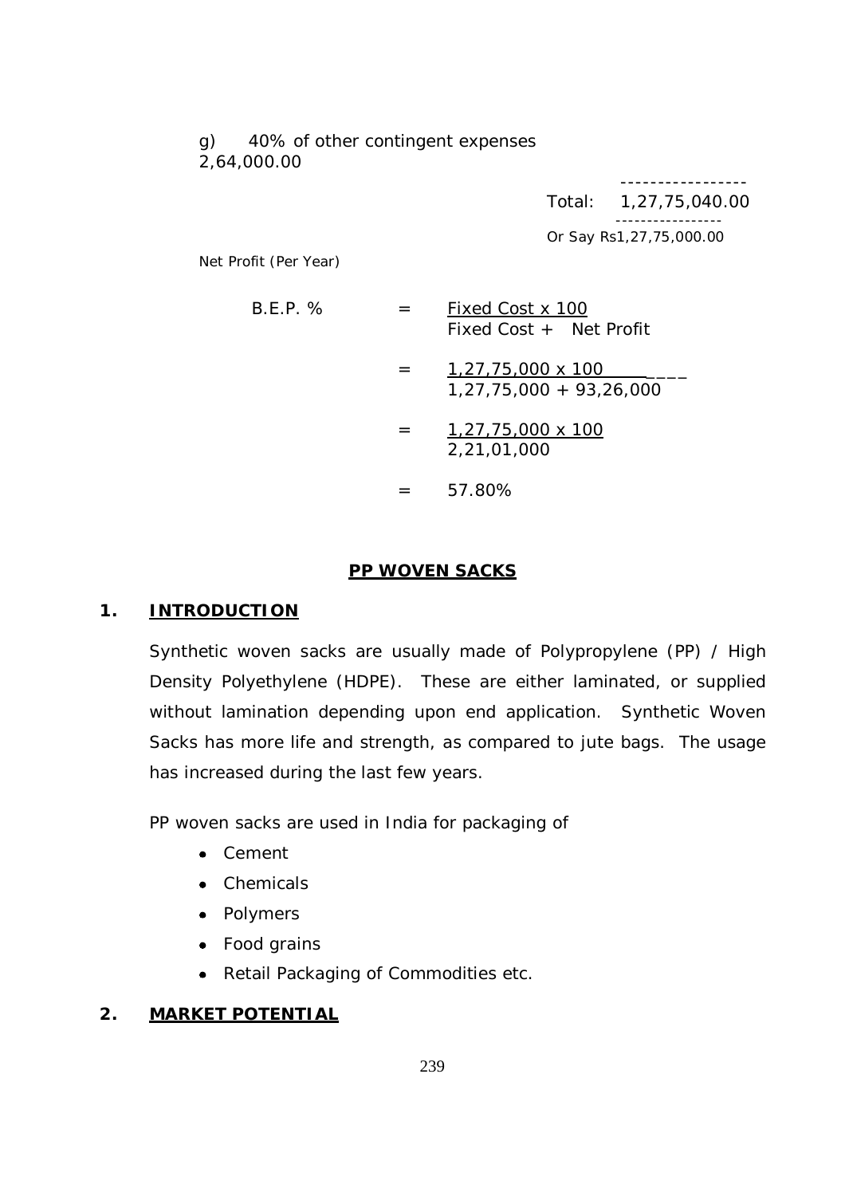g) 40% of other contingent expenses
2,64,000.00

-----------------

Total: 1,27,75,040.00

-----------------

Or Say Rs1,27,75,000.00

Net Profit (Per Year)

$$\text{B.E.P. \%} = \frac{\text{Fixed Cost} \times 100}{\text{Fixed Cost + Net Profit}}$$

$$= \frac{1,27,75,000 \times 100}{1,27,75,000 + 93,26,000}$$

$$= \frac{1,27,75,000 \times 100}{2,21,01,000}$$

$$= 57.80\%$$

## PP WOVEN SACKS

### 1. INTRODUCTION

Synthetic woven sacks are usually made of Polypropylene (PP) / High Density Polyethylene (HDPE). These are either laminated, or supplied without lamination depending upon end application. Synthetic Woven Sacks has more life and strength, as compared to jute bags. The usage has increased during the last few years.

PP woven sacks are used in India for packaging of

- Cement
- Chemicals
- Polymers
- Food grains
- Retail Packaging of Commodities etc.

### 2. MARKET POTENTIAL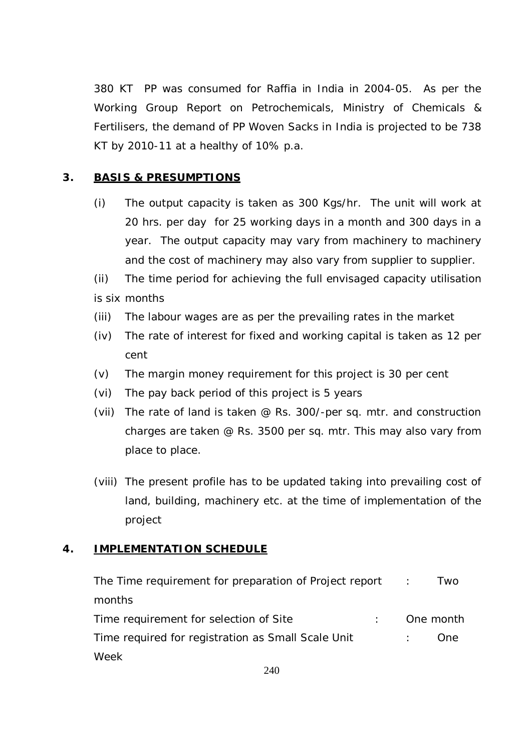380 KT PP was consumed for Raffia in India in 2004-05. As per the Working Group Report on Petrochemicals, Ministry of Chemicals & Fertilisers, the demand of PP Woven Sacks in India is projected to be 738 KT by 2010-11 at a healthy of 10% p.a.

## 3. BASIS & PRESUMPTIONS

(i) The output capacity is taken as 300 Kgs/hr. The unit will work at 20 hrs. per day for 25 working days in a month and 300 days in a year. The output capacity may vary from machinery to machinery and the cost of machinery may also vary from supplier to supplier.

(ii) The time period for achieving the full envisaged capacity utilisation is six months

(iii) The labour wages are as per the prevailing rates in the market

(iv) The rate of interest for fixed and working capital is taken as 12 per cent

(v) The margin money requirement for this project is 30 per cent

(vi) The pay back period of this project is 5 years

(vii) The rate of land is taken @ Rs. 300/-per sq. mtr. and construction charges are taken @ Rs. 3500 per sq. mtr. This may also vary from place to place.

(viii) The present profile has to be updated taking into prevailing cost of land, building, machinery etc. at the time of implementation of the project

## 4. IMPLEMENTATION SCHEDULE

The Time requirement for preparation of Project report : Two months

Time requirement for selection of Site : One month

Time required for registration as Small Scale Unit : One Week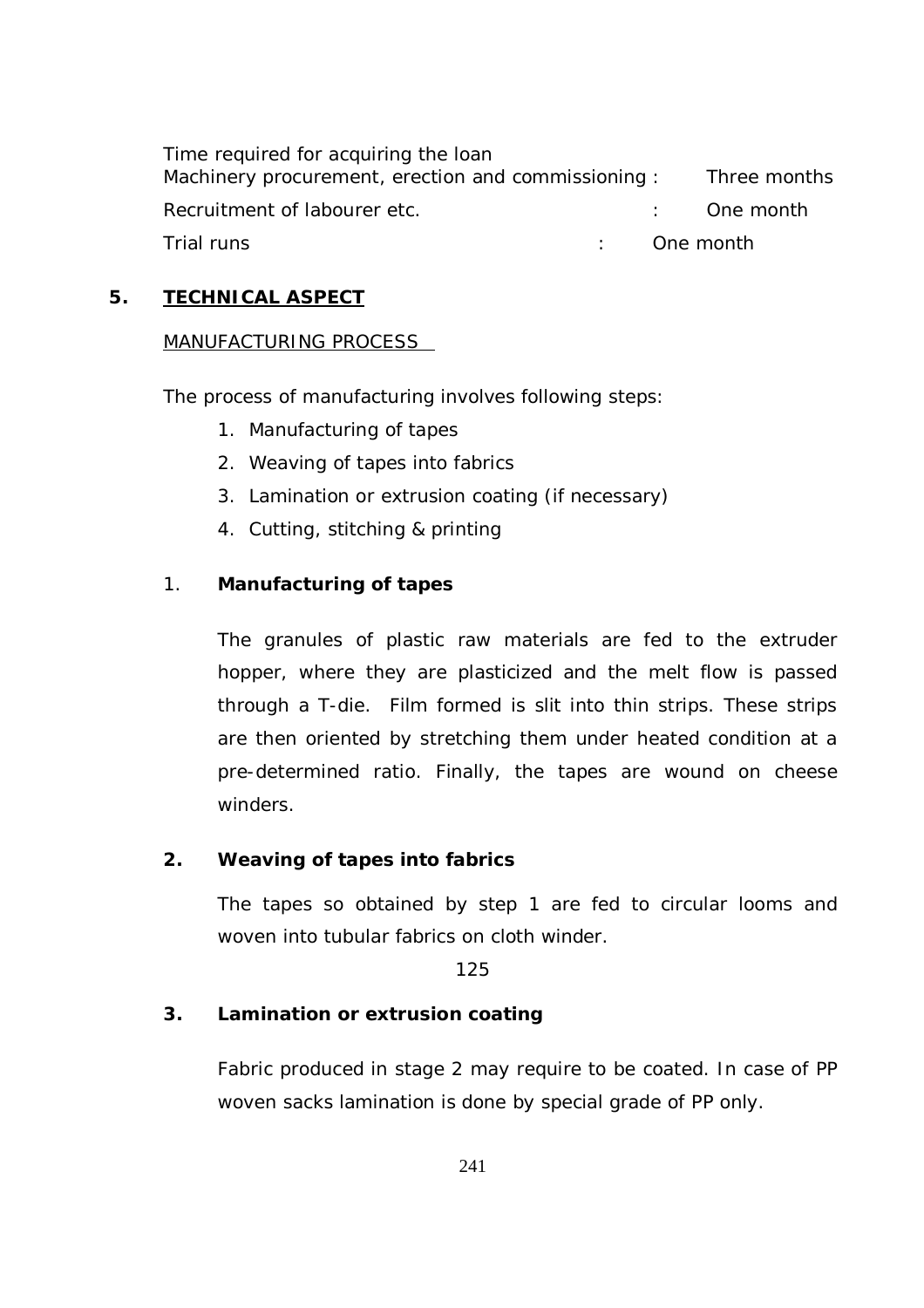Time required for acquiring the loan

| | | |
|---|---|---|
| Machinery procurement, erection and commissioning | : | Three months |
| Recruitment of labourer etc. | : | One month |
| Trial runs | : | One month |

## 5. TECHNICAL ASPECT

MANUFACTURING PROCESS

The process of manufacturing involves following steps:

1. Manufacturing of tapes
2. Weaving of tapes into fabrics
3. Lamination or extrusion coating (if necessary)
4. Cutting, stitching & printing

### 1. Manufacturing of tapes

The granules of plastic raw materials are fed to the extruder hopper, where they are plasticized and the melt flow is passed through a T-die. Film formed is slit into thin strips. These strips are then oriented by stretching them under heated condition at a pre-determined ratio. Finally, the tapes are wound on cheese winders.

### 2. Weaving of tapes into fabrics

The tapes so obtained by step 1 are fed to circular looms and woven into tubular fabrics on cloth winder.

### 3. Lamination or extrusion coating

Fabric produced in stage 2 may require to be coated. In case of PP woven sacks lamination is done by special grade of PP only.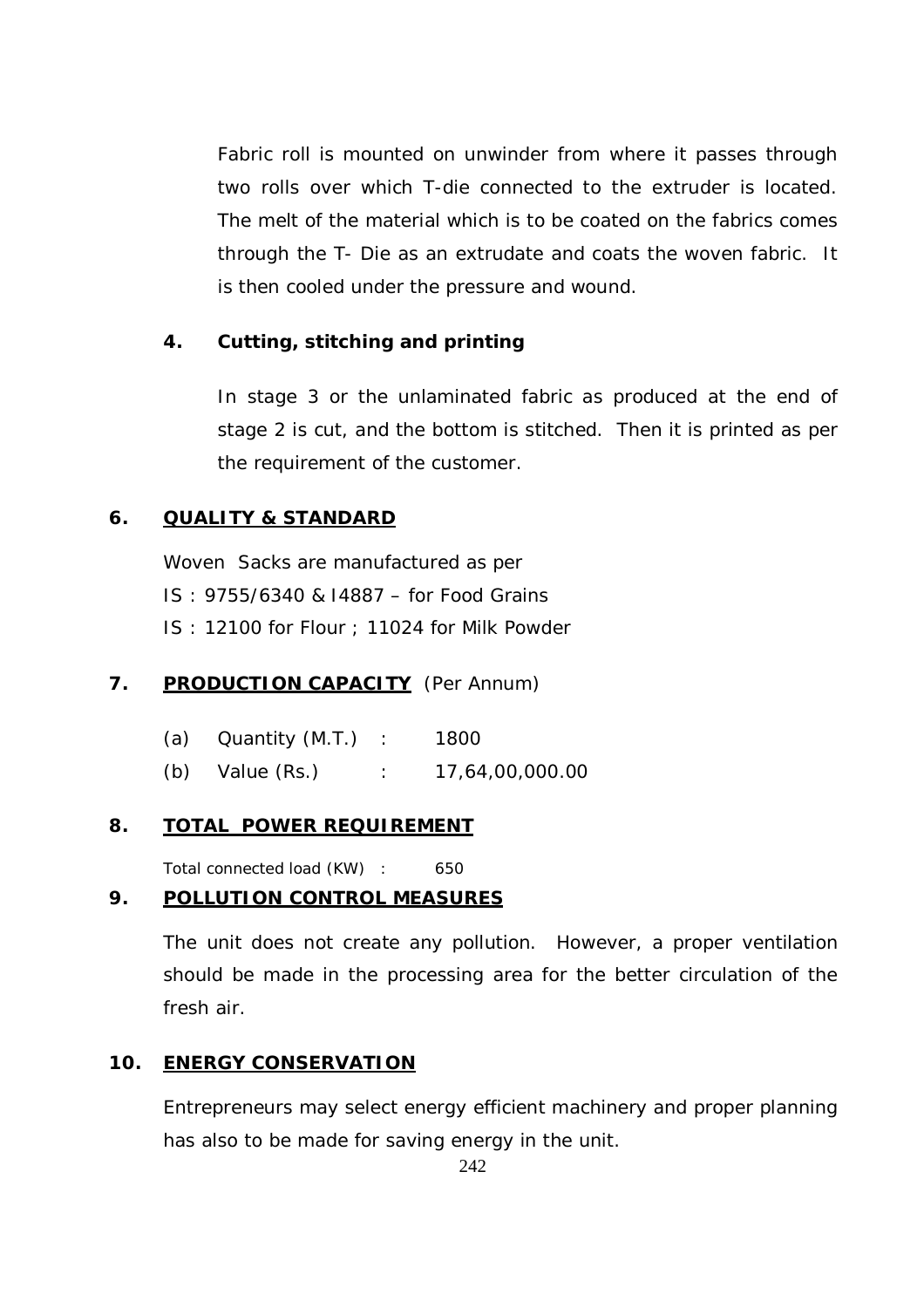Fabric roll is mounted on unwinder from where it passes through two rolls over which T-die connected to the extruder is located. The melt of the material which is to be coated on the fabrics comes through the T- Die as an extrudate and coats the woven fabric. It is then cooled under the pressure and wound.

**4. Cutting, stitching and printing**

In stage 3 or the unlaminated fabric as produced at the end of stage 2 is cut, and the bottom is stitched. Then it is printed as per the requirement of the customer.

## 6. QUALITY & STANDARD

Woven Sacks are manufactured as per
IS : 9755/6340 & I4887 – for Food Grains
IS : 12100 for Flour ; 11024 for Milk Powder

## 7. PRODUCTION CAPACITY (Per Annum)

(a) Quantity (M.T.) : 1800
(b) Value (Rs.) : 17,64,00,000.00

## 8. TOTAL POWER REQUIREMENT

Total connected load (KW) : 650

## 9. POLLUTION CONTROL MEASURES

The unit does not create any pollution. However, a proper ventilation should be made in the processing area for the better circulation of the fresh air.

## 10. ENERGY CONSERVATION

Entrepreneurs may select energy efficient machinery and proper planning has also to be made for saving energy in the unit.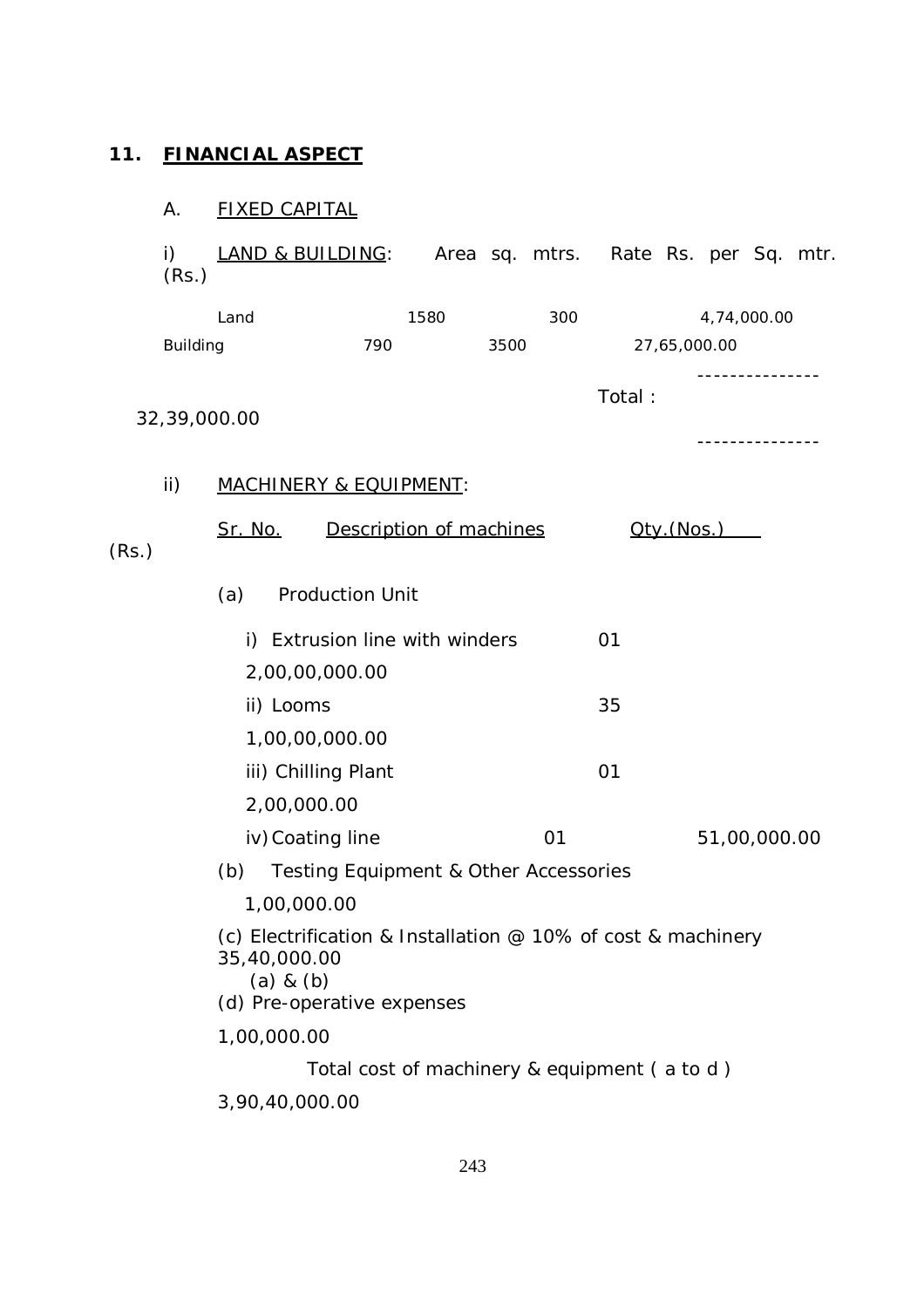## 11. FINANCIAL ASPECT

### A. FIXED CAPITAL

i) LAND & BUILDING:

| | Area sq. mtrs. | Rate Rs. per Sq. mtr. | (Rs.) |
|---|---|---|---|
| Land | 1580 | 300 | 4,74,000.00 |
| Building | 790 | 3500 | 27,65,000.00 |
| | | Total : | 32,39,000.00 |

ii) MACHINERY & EQUIPMENT:

| Sr. No. | Description of machines | Qty.(Nos.) | (Rs.) |
|---|---|---|---|
| (a) | Production Unit | | |
| | i) Extrusion line with winders | 01 | 2,00,00,000.00 |
| | ii) Looms | 35 | 1,00,00,000.00 |
| | iii) Chilling Plant | 01 | 2,00,000.00 |
| | iv) Coating line | 01 | 51,00,000.00 |
| (b) | Testing Equipment & Other Accessories | | 1,00,000.00 |
| (c) | Electrification & Installation @ 10% of cost & machinery (a) & (b) | | 35,40,000.00 |
| (d) | Pre-operative expenses | | 1,00,000.00 |
| | Total cost of machinery & equipment ( a to d ) | | 3,90,40,000.00 |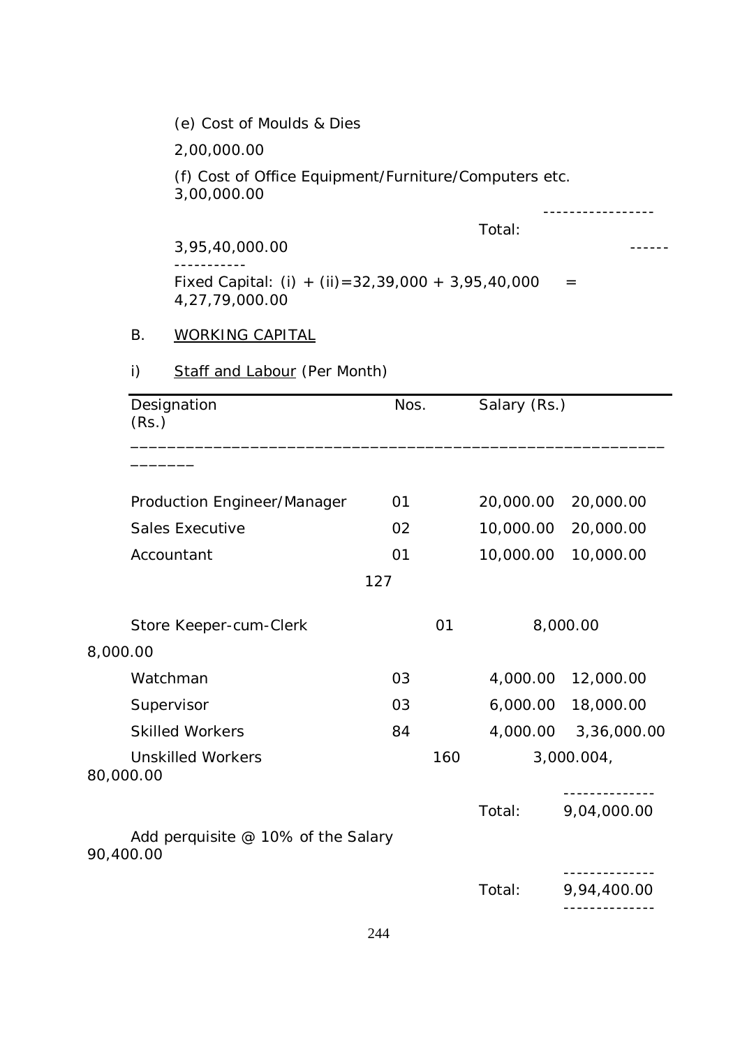(e) Cost of Moulds & Dies

2,00,000.00

(f) Cost of Office Equipment/Furniture/Computers etc. 3,00,000.00

-----------------

Total: 3,95,40,000.00

-----------------

Fixed Capital: (i) + (ii)=32,39,000 + 3,95,40,000 = 4,27,79,000.00

B. WORKING CAPITAL

i) Staff and Labour (Per Month)

| Designation | Nos. | Salary (Rs.) | (Rs.) |
|---|---|---|---|
| Production Engineer/Manager | 01 | 20,000.00 | 20,000.00 |
| Sales Executive | 02 | 10,000.00 | 20,000.00 |
| Accountant | 01 | 10,000.00 | 10,000.00 |
| Store Keeper-cum-Clerk | 01 | 8,000.00 | 8,000.00 |
| Watchman | 03 | 4,000.00 | 12,000.00 |
| Supervisor | 03 | 6,000.00 | 18,000.00 |
| Skilled Workers | 84 | 4,000.00 | 3,36,000.00 |
| Unskilled Workers | 160 | 3,000.00 | 4,80,000.00 |
| | | Total: | 9,04,000.00 |
| Add perquisite @ 10% of the Salary | | | 90,400.00 |
| | | Total: | 9,94,400.00 |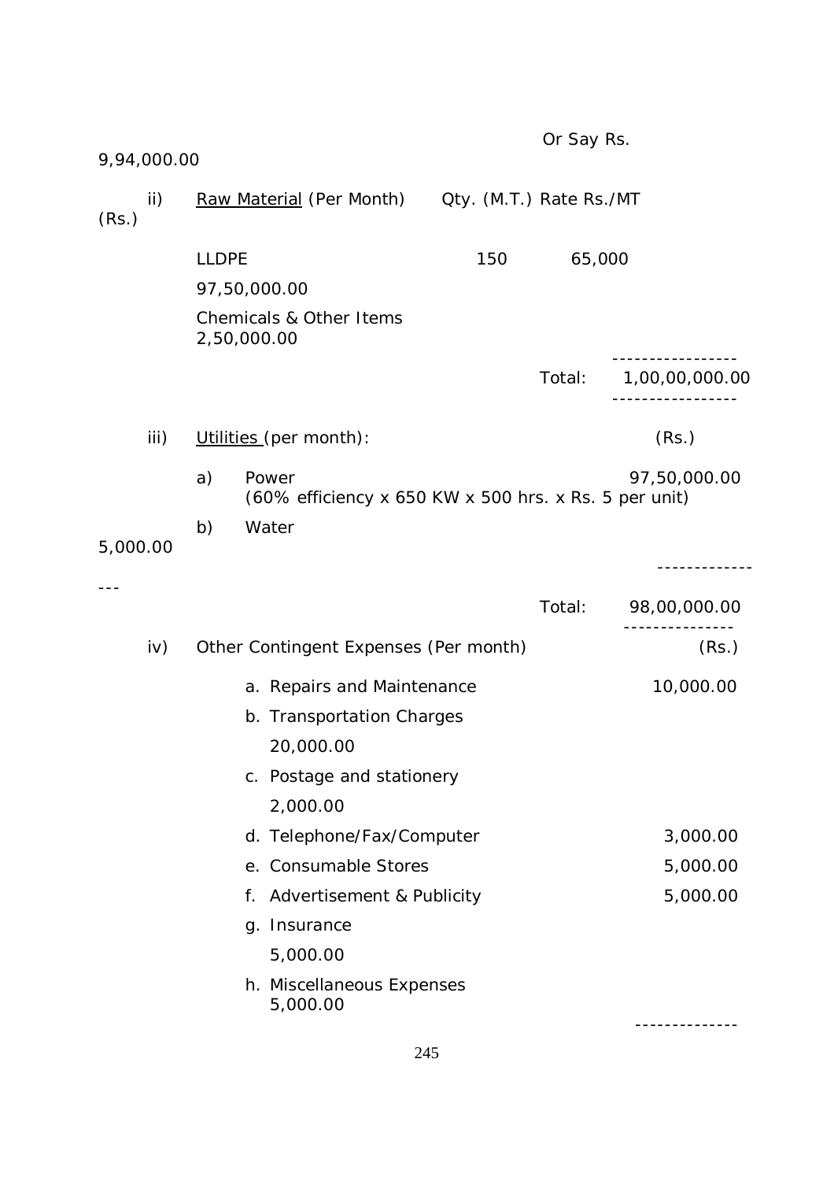Or Say Rs. 9,94,000.00

ii) <u>Raw Material</u> (Per Month)

| | Qty. (M.T.) | Rate Rs./MT | (Rs.) |
|---|---|---|---|
| LLDPE | 150 | 65,000 | 97,50,000.00 |
| Chemicals & Other Items | | | 2,50,000.00 |
| | | Total: | 1,00,00,000.00 |

iii) <u>Utilities</u> (per month):

| | | (Rs.) |
|---|---|---|
| a) | Power (60% efficiency x 650 KW x 500 hrs. x Rs. 5 per unit) | 97,50,000.00 |
| b) | Water | 5,000.00 |
| | Total: | 98,00,000.00 |

iv) Other Contingent Expenses (Per month)

| | (Rs.) |
|---|---|
| a. Repairs and Maintenance | 10,000.00 |
| b. Transportation Charges | 20,000.00 |
| c. Postage and stationery | 2,000.00 |
| d. Telephone/Fax/Computer | 3,000.00 |
| e. Consumable Stores | 5,000.00 |
| f. Advertisement & Publicity | 5,000.00 |
| g. Insurance | 5,000.00 |
| h. Miscellaneous Expenses | 5,000.00 |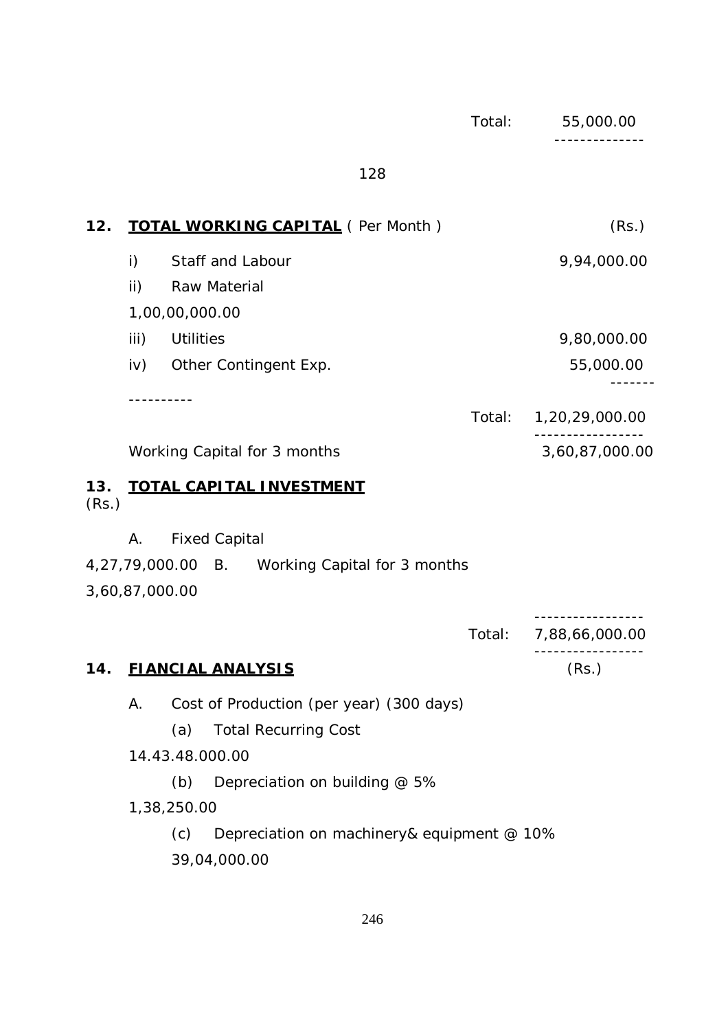| | Total: | 55,000.00 |
|---|---|---|

128

## 12. TOTAL WORKING CAPITAL ( Per Month ) (Rs.)

| | | | (Rs.) |
|---|---|---|---|
| i) | Staff and Labour | | 9,94,000.00 |
| ii) | Raw Material | | 1,00,00,000.00 |
| iii) | Utilities | | 9,80,000.00 |
| iv) | Other Contingent Exp. | | 55,000.00 |
| | | Total: | 1,20,29,000.00 |
| | Working Capital for 3 months | | 3,60,87,000.00 |

## 13. TOTAL CAPITAL INVESTMENT (Rs.)

| | | | (Rs.) |
|---|---|---|---|
| A. | Fixed Capital | | 4,27,79,000.00 |
| B. | Working Capital for 3 months | | 3,60,87,000.00 |
| | | Total: | 7,88,66,000.00 |

## 14. FIANCIAL ANALYSIS (Rs.)

A. Cost of Production (per year) (300 days)

| | | (Rs.) |
|---|---|---|
| (a) | Total Recurring Cost | 14.43.48.000.00 |
| (b) | Depreciation on building @ 5% | 1,38,250.00 |
| (c) | Depreciation on machinery& equipment @ 10% | 39,04,000.00 |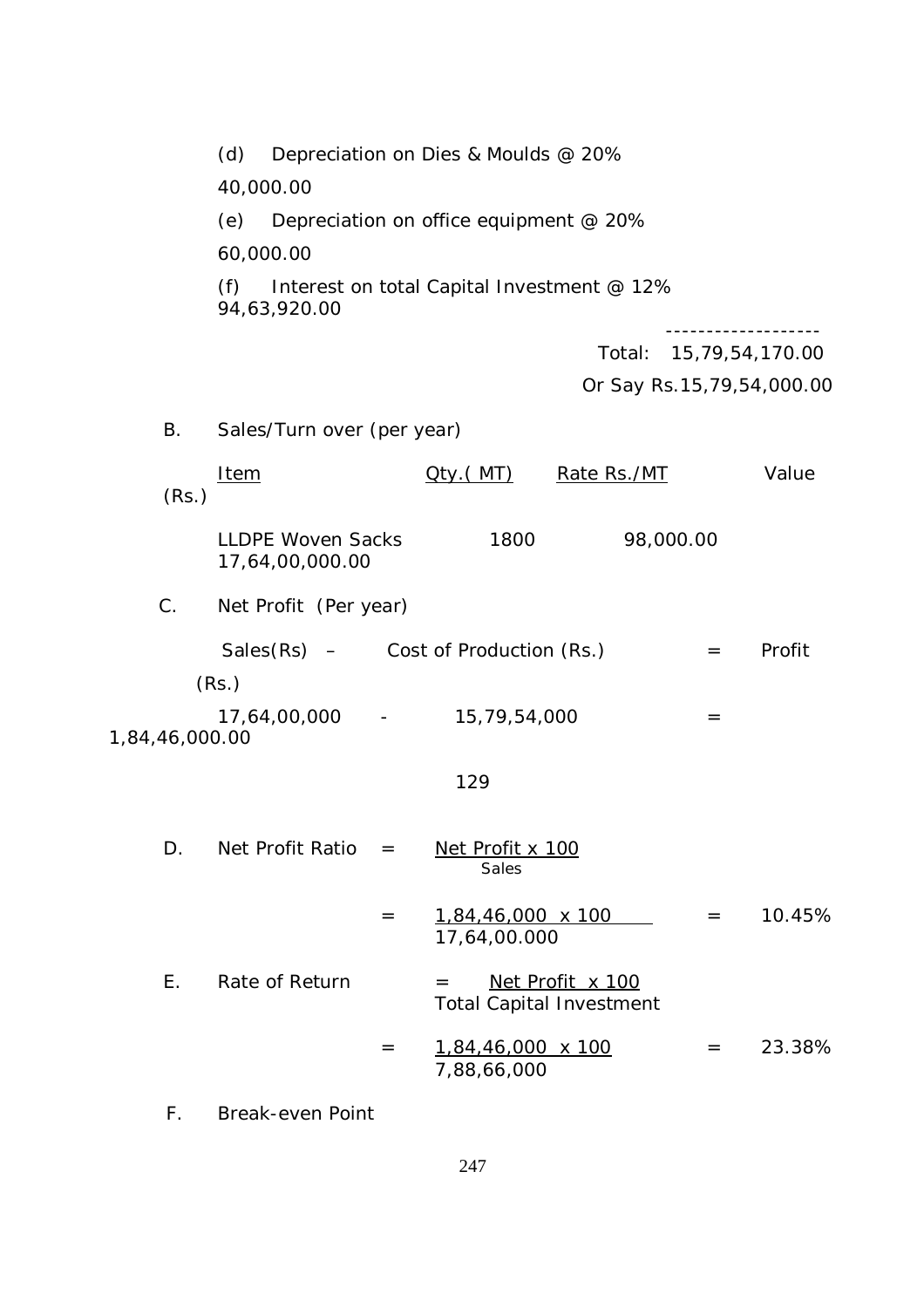(d) Depreciation on Dies & Moulds @ 20% 40,000.00

(e) Depreciation on office equipment @ 20% 60,000.00

(f) Interest on total Capital Investment @ 12% 94,63,920.00

-------------------

Total: 15,79,54,170.00

Or Say Rs.15,79,54,000.00

B. Sales/Turn over (per year)

| Item | Qty.( MT) | Rate Rs./MT | Value (Rs.) |
|---|---|---|---|
| LLDPE Woven Sacks | 1800 | 98,000.00 | 17,64,00,000.00 |

C. Net Profit (Per year)

| Sales(Rs) – | Cost of Production (Rs.) | = | Profit (Rs.) |
|---|---|---|---|
| 17,64,00,000 - | 15,79,54,000 | = | 1,84,46,000.00 |

129

D. Net Profit Ratio = $\frac{\text{Net Profit x 100}}{\text{Sales}}$

= $\frac{\text{1,84,46,000 x 100}}{\text{17,64,00.000}}$ = 10.45%

E. Rate of Return = $\frac{\text{Net Profit x 100}}{\text{Total Capital Investment}}$

= $\frac{\text{1,84,46,000 x 100}}{\text{7,88,66,000}}$ = 23.38%

F. Break-even Point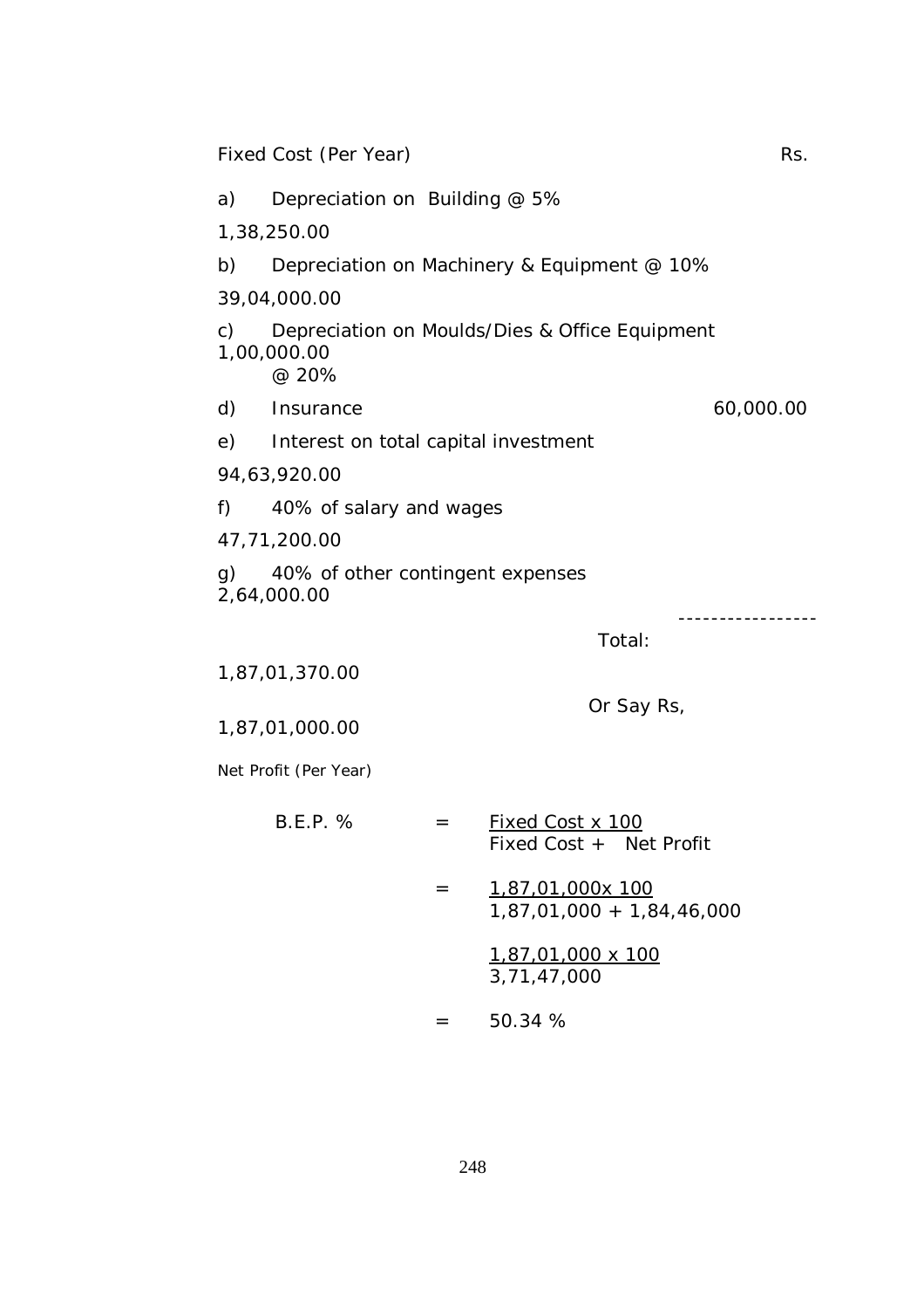| Fixed Cost (Per Year) | Rs. |
|---|---|
| a) Depreciation on Building @ 5% | 1,38,250.00 |
| b) Depreciation on Machinery & Equipment @ 10% | 39,04,000.00 |
| c) Depreciation on Moulds/Dies & Office Equipment @ 20% | 1,00,000.00 |
| d) Insurance | 60,000.00 |
| e) Interest on total capital investment | 94,63,920.00 |
| f) 40% of salary and wages | 47,71,200.00 |
| g) 40% of other contingent expenses | 2,64,000.00 |
| Total: | 1,87,01,370.00 |
| Or Say Rs, | 1,87,01,000.00 |

Net Profit (Per Year)

$$\text{B.E.P. \%} = \frac{\text{Fixed Cost} \times 100}{\text{Fixed Cost} + \text{Net Profit}}$$

$$= \frac{1{,}87{,}01{,}000 \times 100}{1{,}87{,}01{,}000 + 1{,}84{,}46{,}000}$$

$$\frac{1{,}87{,}01{,}000 \times 100}{3{,}71{,}47{,}000}$$

$$= 50.34\ \%$$